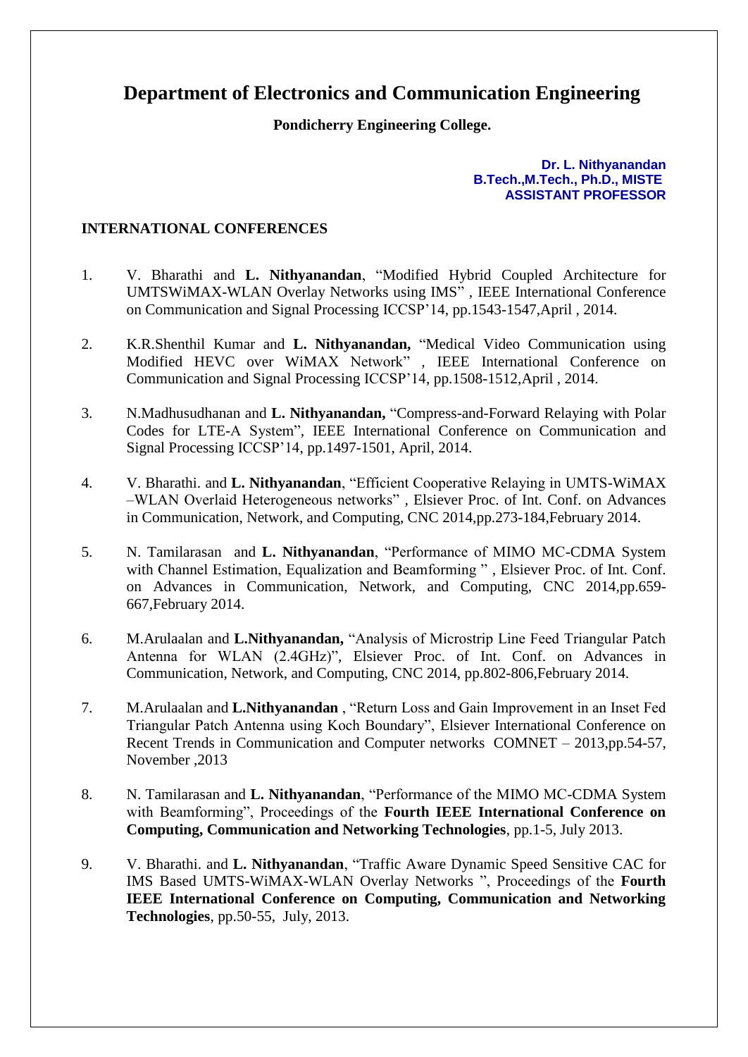# Department of Electronics and Communication Engineering

**Pondicherry Engineering College.**

**Dr. L. Nithyanandan**
**B.Tech.,M.Tech., Ph.D., MISTE**
**ASSISTANT PROFESSOR**

## INTERNATIONAL CONFERENCES

1. V. Bharathi and **L. Nithyanandan**, "Modified Hybrid Coupled Architecture for UMTSWiMAX-WLAN Overlay Networks using IMS" , IEEE International Conference on Communication and Signal Processing ICCSP'14, pp.1543-1547,April , 2014.

2. K.R.Shenthil Kumar and **L. Nithyanandan,** "Medical Video Communication using Modified HEVC over WiMAX Network" , IEEE International Conference on Communication and Signal Processing ICCSP'14, pp.1508-1512,April , 2014.

3. N.Madhusudhanan and **L. Nithyanandan,** "Compress-and-Forward Relaying with Polar Codes for LTE-A System", IEEE International Conference on Communication and Signal Processing ICCSP'14, pp.1497-1501, April, 2014.

4. V. Bharathi. and **L. Nithyanandan**, "Efficient Cooperative Relaying in UMTS-WiMAX –WLAN Overlaid Heterogeneous networks" , Elsiever Proc. of Int. Conf. on Advances in Communication, Network, and Computing, CNC 2014,pp.273-184,February 2014.

5. N. Tamilarasan and **L. Nithyanandan**, "Performance of MIMO MC-CDMA System with Channel Estimation, Equalization and Beamforming " , Elsiever Proc. of Int. Conf. on Advances in Communication, Network, and Computing, CNC 2014,pp.659-667,February 2014.

6. M.Arulaalan and **L.Nithyanandan,** "Analysis of Microstrip Line Feed Triangular Patch Antenna for WLAN (2.4GHz)", Elsiever Proc. of Int. Conf. on Advances in Communication, Network, and Computing, CNC 2014, pp.802-806,February 2014.

7. M.Arulaalan and **L.Nithyanandan** , "Return Loss and Gain Improvement in an Inset Fed Triangular Patch Antenna using Koch Boundary", Elsiever International Conference on Recent Trends in Communication and Computer networks COMNET – 2013,pp.54-57, November ,2013

8. N. Tamilarasan and **L. Nithyanandan**, "Performance of the MIMO MC-CDMA System with Beamforming", Proceedings of the **Fourth IEEE International Conference on Computing, Communication and Networking Technologies**, pp.1-5, July 2013.

9. V. Bharathi. and **L. Nithyanandan**, "Traffic Aware Dynamic Speed Sensitive CAC for IMS Based UMTS-WiMAX-WLAN Overlay Networks ", Proceedings of the **Fourth IEEE International Conference on Computing, Communication and Networking Technologies**, pp.50-55, July, 2013.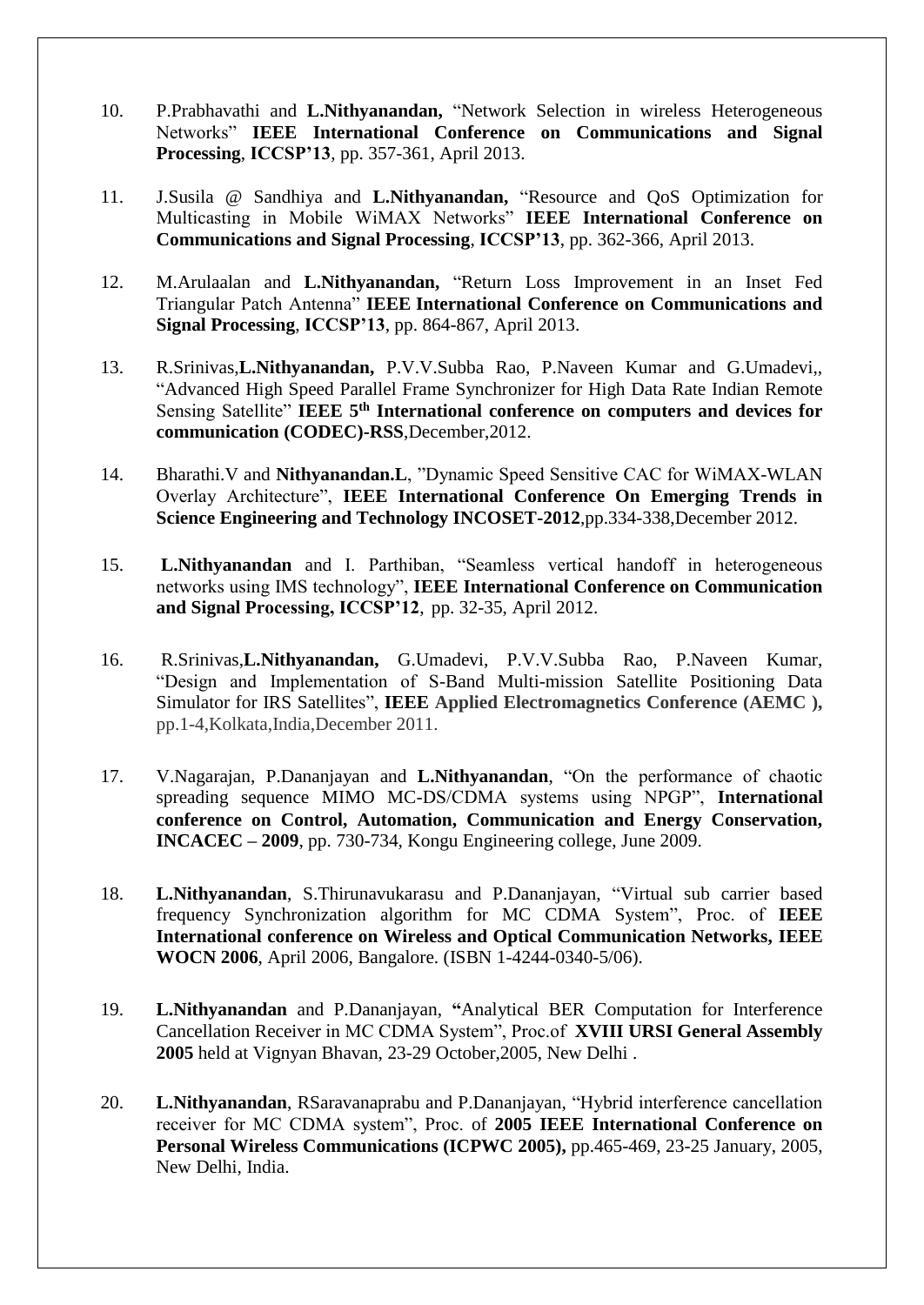10. P.Prabhavathi and **L.Nithyanandan,** "Network Selection in wireless Heterogeneous Networks" **IEEE International Conference on Communications and Signal Processing**, **ICCSP'13**, pp. 357-361, April 2013.

11. J.Susila @ Sandhiya and **L.Nithyanandan,** "Resource and QoS Optimization for Multicasting in Mobile WiMAX Networks" **IEEE International Conference on Communications and Signal Processing**, **ICCSP'13**, pp. 362-366, April 2013.

12. M.Arulaalan and **L.Nithyanandan,** "Return Loss Improvement in an Inset Fed Triangular Patch Antenna" **IEEE International Conference on Communications and Signal Processing**, **ICCSP'13**, pp. 864-867, April 2013.

13. R.Srinivas,**L.Nithyanandan,** P.V.V.Subba Rao, P.Naveen Kumar and G.Umadevi,, "Advanced High Speed Parallel Frame Synchronizer for High Data Rate Indian Remote Sensing Satellite" **IEEE 5th International conference on computers and devices for communication (CODEC)-RSS**,December,2012.

14. Bharathi.V and **Nithyanandan.L**, "Dynamic Speed Sensitive CAC for WiMAX-WLAN Overlay Architecture", **IEEE International Conference On Emerging Trends in Science Engineering and Technology INCOSET-2012**,pp.334-338,December 2012.

15. **L.Nithyanandan** and I. Parthiban, "Seamless vertical handoff in heterogeneous networks using IMS technology", **IEEE International Conference on Communication and Signal Processing, ICCSP'12**, pp. 32-35, April 2012.

16. R.Srinivas,**L.Nithyanandan,** G.Umadevi, P.V.V.Subba Rao, P.Naveen Kumar, "Design and Implementation of S-Band Multi-mission Satellite Positioning Data Simulator for IRS Satellites", **IEEE Applied Electromagnetics Conference (AEMC ),** pp.1-4,Kolkata,India,December 2011.

17. V.Nagarajan, P.Dananjayan and **L.Nithyanandan**, "On the performance of chaotic spreading sequence MIMO MC-DS/CDMA systems using NPGP", **International conference on Control, Automation, Communication and Energy Conservation, INCACEC – 2009**, pp. 730-734, Kongu Engineering college, June 2009.

18. **L.Nithyanandan**, S.Thirunavukarasu and P.Dananjayan, "Virtual sub carrier based frequency Synchronization algorithm for MC CDMA System", Proc. of **IEEE International conference on Wireless and Optical Communication Networks, IEEE WOCN 2006**, April 2006, Bangalore. (ISBN 1-4244-0340-5/06).

19. **L.Nithyanandan** and P.Dananjayan, **"**Analytical BER Computation for Interference Cancellation Receiver in MC CDMA System", Proc.of **XVIII URSI General Assembly 2005** held at Vignyan Bhavan, 23-29 October,2005, New Delhi .

20. **L.Nithyanandan**, RSaravanaprabu and P.Dananjayan, "Hybrid interference cancellation receiver for MC CDMA system", Proc. of **2005 IEEE International Conference on Personal Wireless Communications (ICPWC 2005),** pp.465-469, 23-25 January, 2005, New Delhi, India.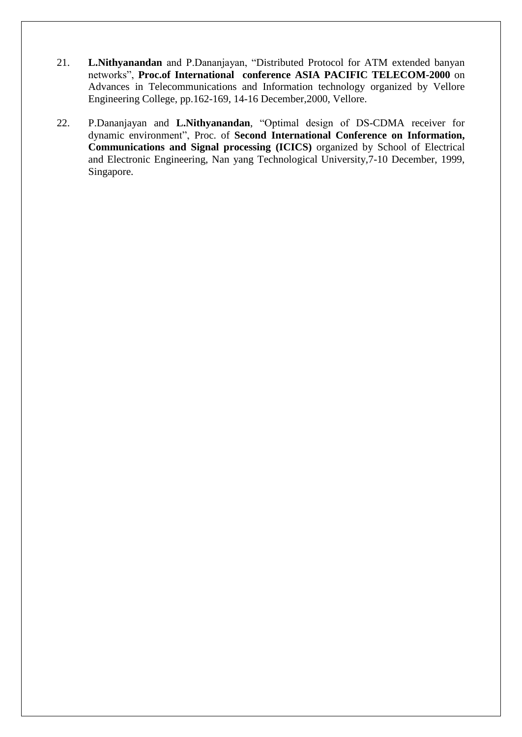21. **L.Nithyanandan** and P.Dananjayan, "Distributed Protocol for ATM extended banyan networks", **Proc.of International conference ASIA PACIFIC TELECOM-2000** on Advances in Telecommunications and Information technology organized by Vellore Engineering College, pp.162-169, 14-16 December,2000, Vellore.

22. P.Dananjayan and **L.Nithyanandan**, "Optimal design of DS-CDMA receiver for dynamic environment", Proc. of **Second International Conference on Information, Communications and Signal processing (ICICS)** organized by School of Electrical and Electronic Engineering, Nan yang Technological University,7-10 December, 1999, Singapore.